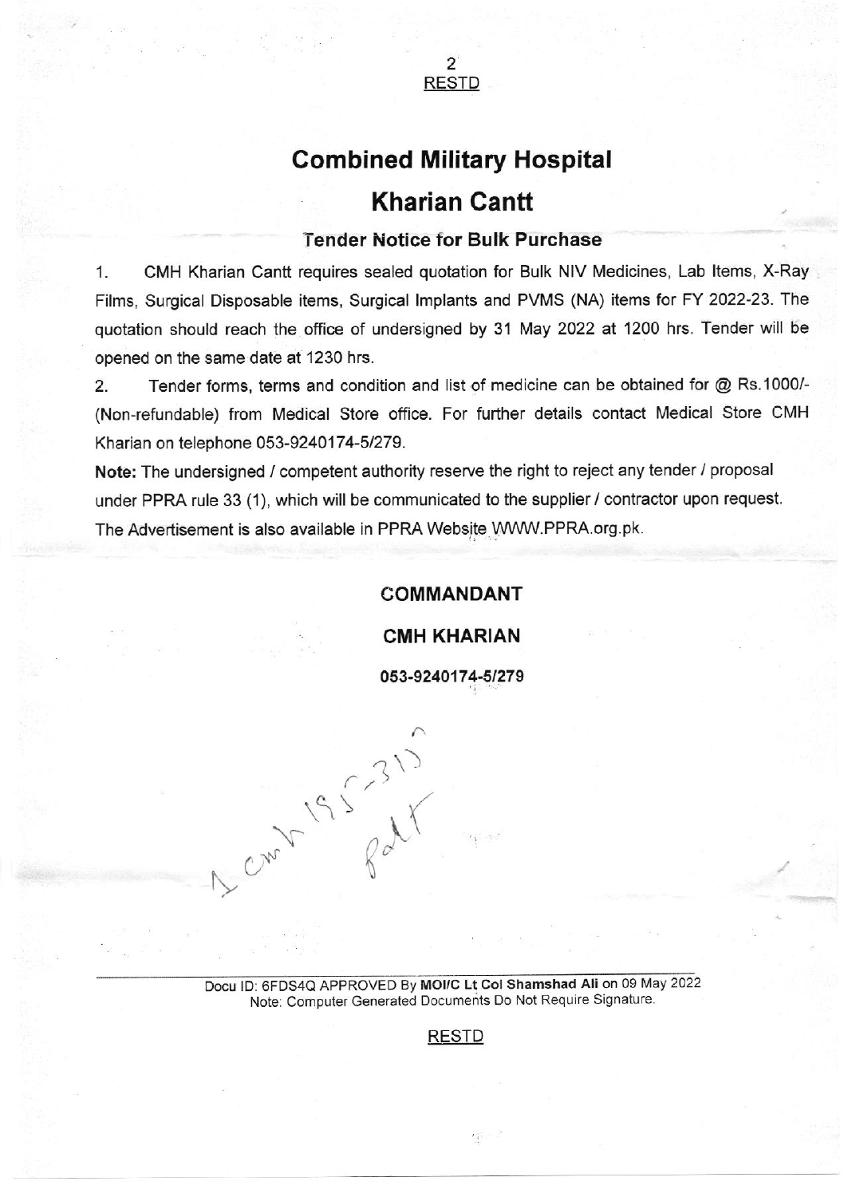RESTD

# Combined Military Hospital

# Kharian Cantt

## Tender Notice for Bulk Purchase

1. CMH Kharian Cantt requires sealed quotation for Bulk NIV Medicines, Lab Items, X-Ray Films, Surgical Disposable items, Surgical Implants and PVMS (NA) items for FY 2022-23. The quotation should reach the office of undersigned by 31 May 2022 at 1200 hrs. Tender will be opened on the same date at 1230 hrs.

2. Tender forms, terms and condition and list of medicine can be obtained for @ Rs.1000/- (Non-refundable) from Medical Store office. For further details contact Medical Store CMH Kharian on telephone 053-9240174-5/279.

**Note:** The undersigned / competent authority reserve the right to reject any tender / proposal under PPRA rule 33 (1), which will be communicated to the supplier / contractor upon request. The Advertisement is also available in PPRA Website WWW.PPRA.org.pk.

**COMMANDANT**

**CMH KHARIAN**

**053-9240174-5/279**

1 cmh 195-315 Patt

Docu ID: 6FDS4Q APPROVED By **MOI/C Lt Col Shamshad Ali** on 09 May 2022
Note: Computer Generated Documents Do Not Require Signature.

RESTD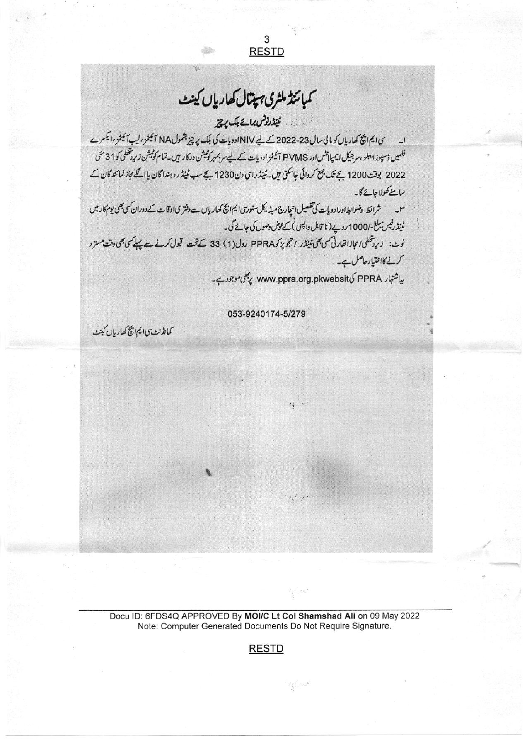RESTD

# کمبائنڈ ملٹری ہسپتال کھاریاں کینٹ

## ٹینڈر نوٹس برائے بلک پرچیز

۱۔ سی ایم ایچ کھاریاں کو مالی سال 23-2022 کے لیے NIV ادویات کی بلک پرچیز بشمول NA آئیٹمز، لیب آئیٹمز، ایکسرے فلمیں ڈسپوزایبلز، سرجیکل ایمپلانٹس اور PVMS آئیٹمز ادویات کے لیے سربمہر کوٹیشن درکار ہیں۔ تمام کوٹیشن زیر دستخطی کو 31 مئی 2022 بوقت 1200 بجے تک جمع کروائی جا سکتی ہیں۔ ٹینڈر اسی دن 1230 بجے سب ٹینڈر دہندگان یا انکے مجاز نمائندگان کے سامنے کھولا جائے گا۔

۲۔ شرائط وضوابط اور ادویات کی تفصیل انچارج میڈیکل سٹورس سی ایم ایچ کھاریاں سے دفتری اوقات کے دوران کسی بھی یوم کار میں ٹینڈر فیس مبلغ-/1000 روپے (ناقابل واپسی) کے عوض وصول کی جائے گی۔

نوٹ: زیر دستخطی / مجاز اتھارٹی کسی بھی ٹینڈر / تجویز کو PPRA رول (1) 33 کے تحت قبول کرنے سے پہلے کسی بھی وقت مسترد کرنے کا اختیار حاصل ہے۔

یہ اشتہار PPRA کی www.ppra.org.pkwebsit پر بھی موجود ہے۔

053-9240174-5/279

کمانڈنٹ سی ایم ایچ کھاریاں کینٹ

Docu ID: 6FDS4Q APPROVED By **MOI/C Lt Col Shamshad Ali** on 09 May 2022
Note: Computer Generated Documents Do Not Require Signature.

RESTD